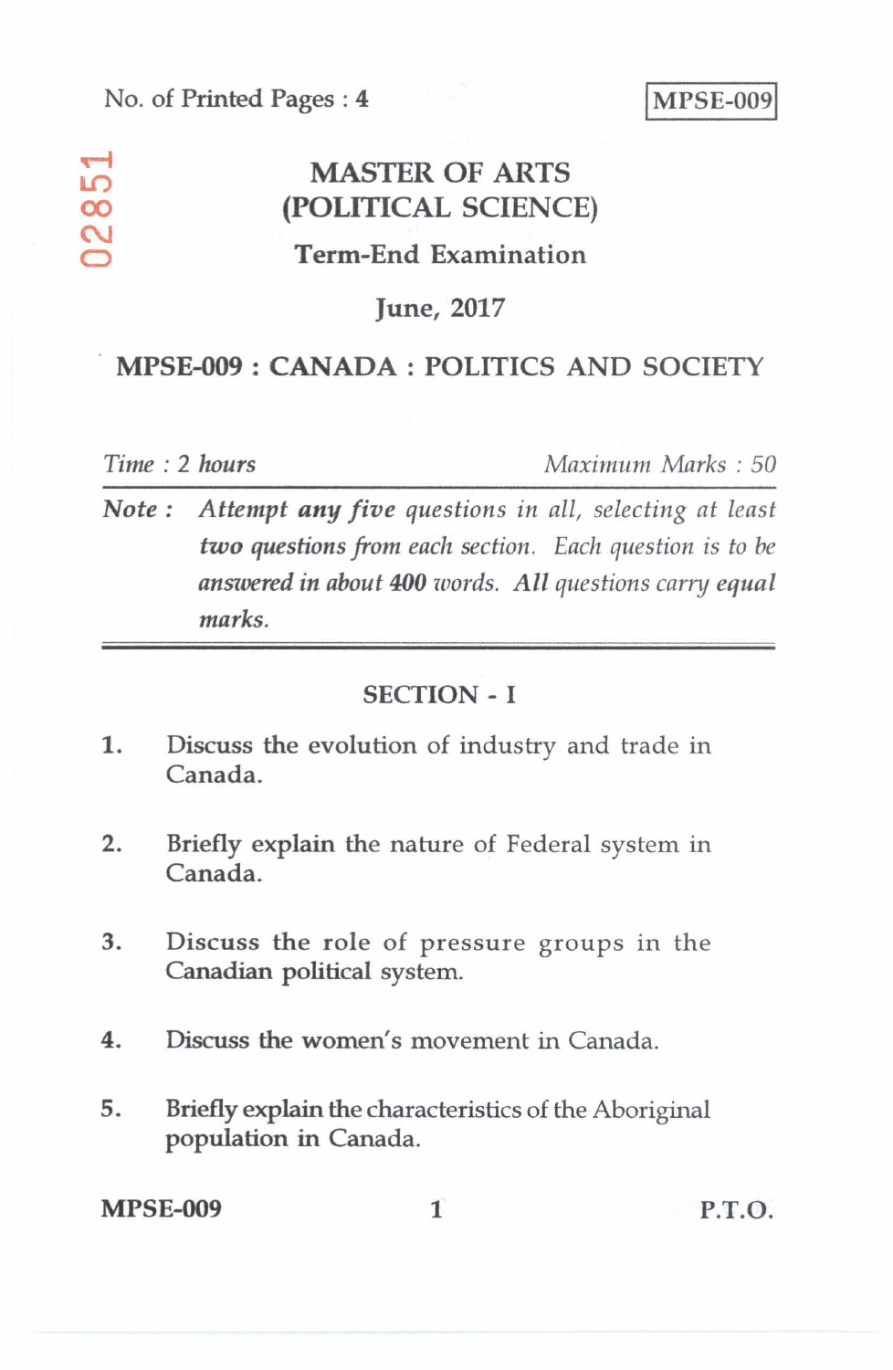No. of Printed Pages : 4

**MPSE-009**

02851

# MASTER OF ARTS (POLITICAL SCIENCE)

## Term-End Examination

## June, 2017

## MPSE-009 : CANADA : POLITICS AND SOCIETY

*Time : 2 hours* *Maximum Marks : 50*

***Note :*** *Attempt* ***any five*** *questions in all, selecting at least* ***two questions from each section.*** *Each question is to be answered in about* ***400*** *words.* ***All*** *questions carry* ***equal*** *marks.*

### SECTION - I

1. Discuss the evolution of industry and trade in Canada.

2. Briefly explain the nature of Federal system in Canada.

3. Discuss the role of pressure groups in the Canadian political system.

4. Discuss the women's movement in Canada.

5. Briefly explain the characteristics of the Aboriginal population in Canada.

P.T.O.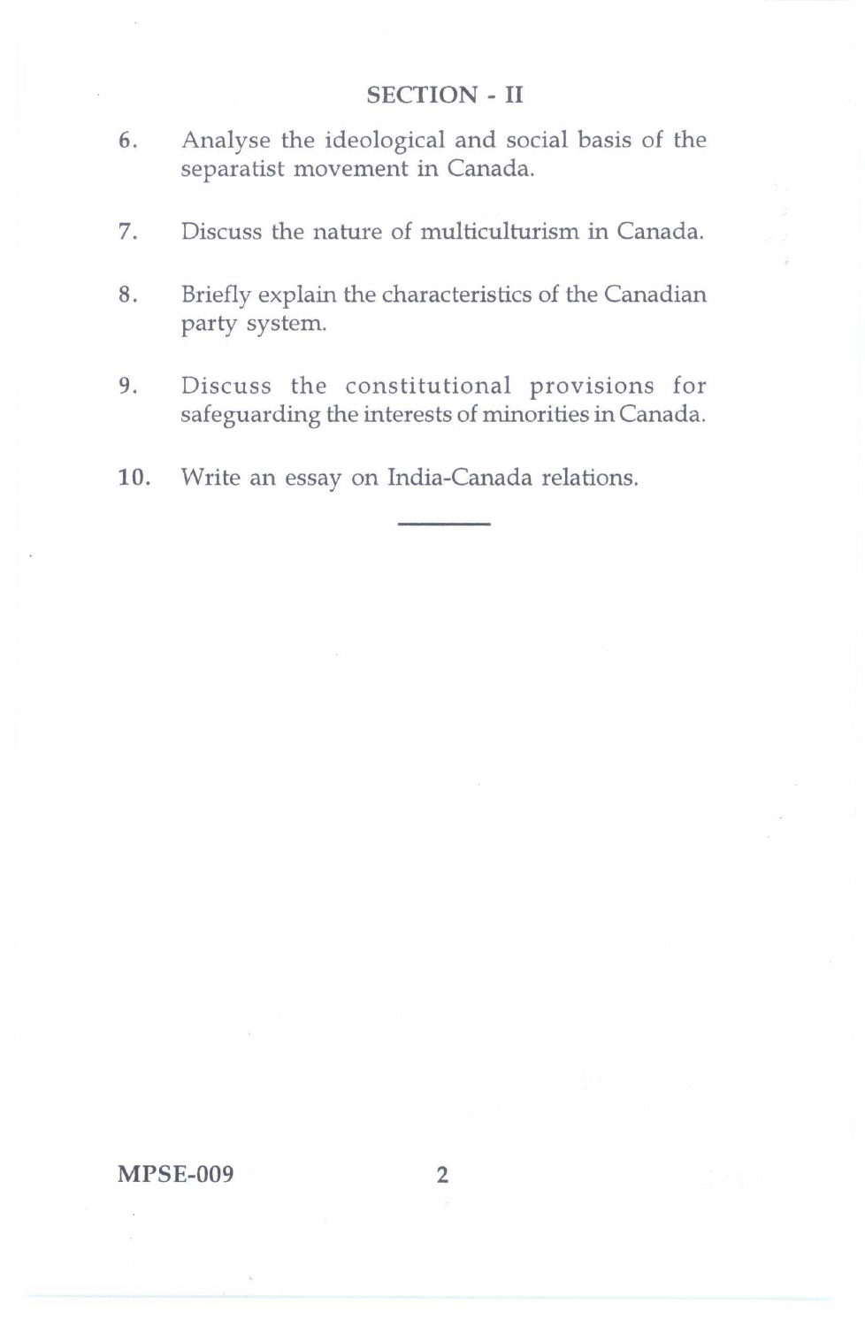## SECTION - II

6. Analyse the ideological and social basis of the separatist movement in Canada.

7. Discuss the nature of multiculturism in Canada.

8. Briefly explain the characteristics of the Canadian party system.

9. Discuss the constitutional provisions for safeguarding the interests of minorities in Canada.

10. Write an essay on India-Canada relations.

---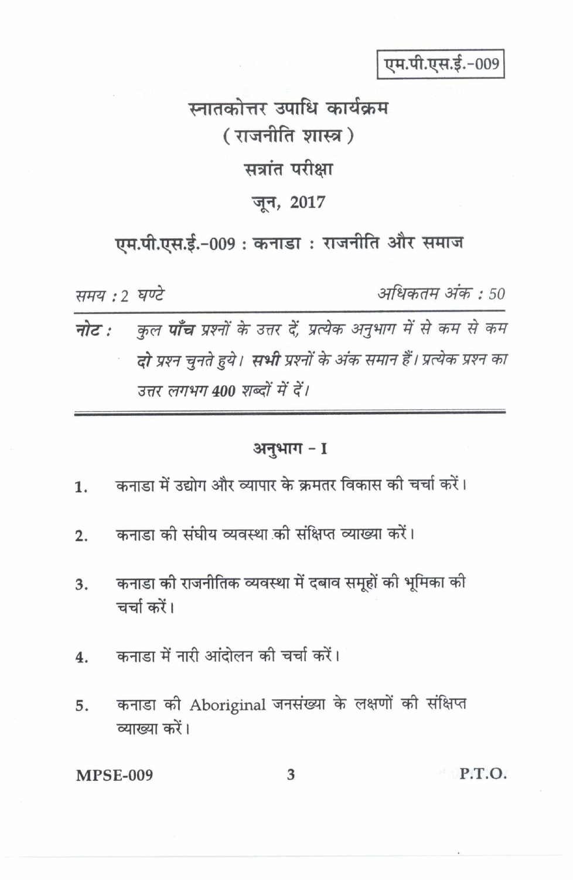एम.पी.एस.ई.-009

# स्नातकोत्तर उपाधि कार्यक्रम
## ( राजनीति शास्त्र )
## सत्रांत परीक्षा
## जून, 2017

## एम.पी.एस.ई.-009 : कनाडा : राजनीति और समाज

*समय : 2 घण्टे* *अधिकतम अंक : 50*

**नोट :** *कुल* ***पाँच*** *प्रश्नों के उत्तर दें, प्रत्येक अनुभाग में से कम से कम* ***दो*** *प्रश्न चुनते हुये।* ***सभी*** *प्रश्नों के अंक समान हैं। प्रत्येक प्रश्न का उत्तर लगभग* ***400*** *शब्दों में दें।*

---

### अनुभाग - I

1. कनाडा में उद्योग और व्यापार के क्रमतर विकास की चर्चा करें।

2. कनाडा की संघीय व्यवस्था की संक्षिप्त व्याख्या करें।

3. कनाडा की राजनीतिक व्यवस्था में दबाव समूहों की भूमिका की चर्चा करें।

4. कनाडा में नारी आंदोलन की चर्चा करें।

5. कनाडा की Aboriginal जनसंख्या के लक्षणों की संक्षिप्त व्याख्या करें।

P.T.O.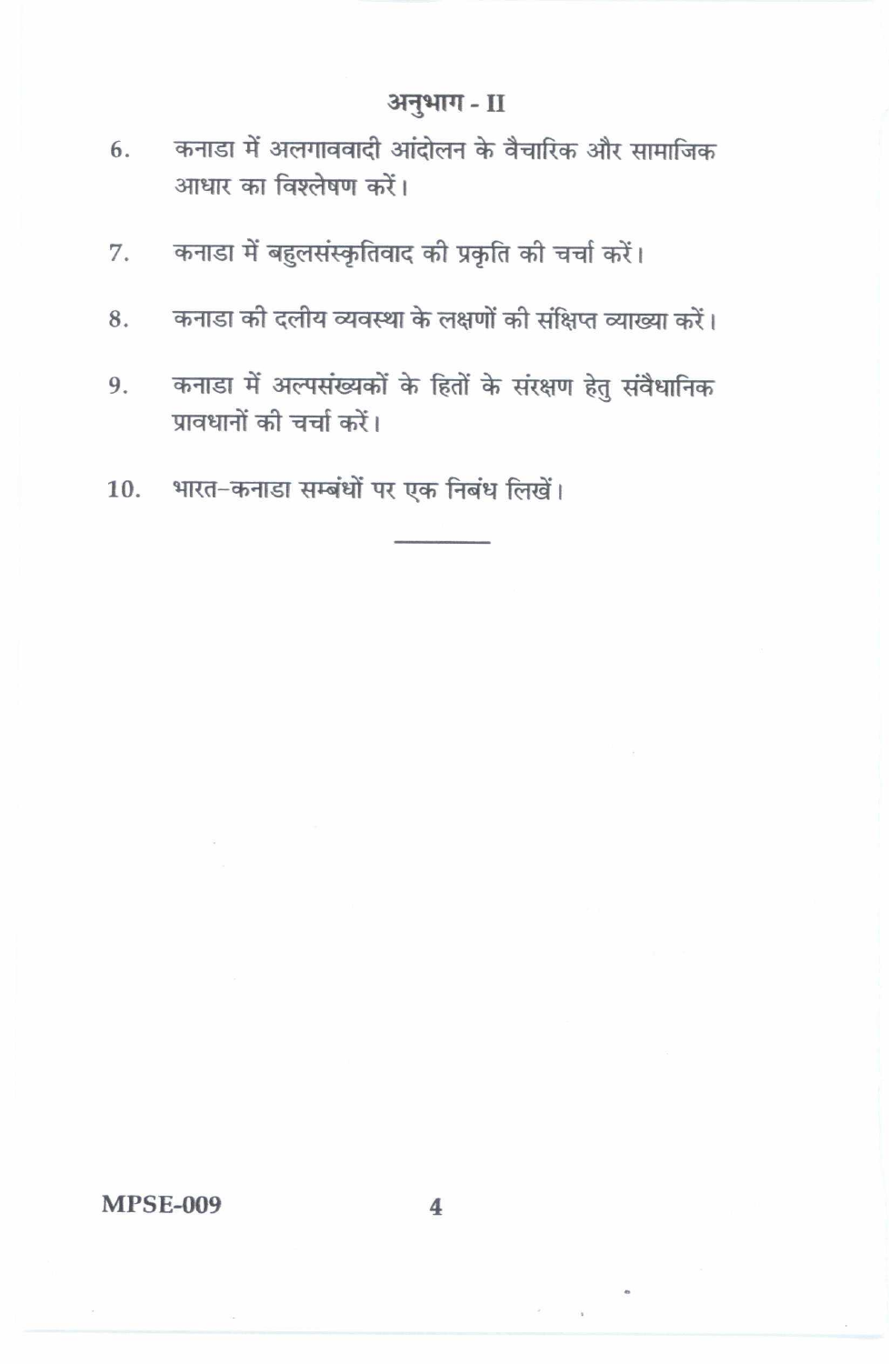## अनुभाग - II

6. कनाडा में अलगाववादी आंदोलन के वैचारिक और सामाजिक आधार का विश्लेषण करें।

7. कनाडा में बहुलसंस्कृतिवाद की प्रकृति की चर्चा करें।

8. कनाडा की दलीय व्यवस्था के लक्षणों की संक्षिप्त व्याख्या करें।

9. कनाडा में अल्पसंख्यकों के हितों के संरक्षण हेतु संवैधानिक प्रावधानों की चर्चा करें।

10. भारत–कनाडा सम्बंधों पर एक निबंध लिखें।

---